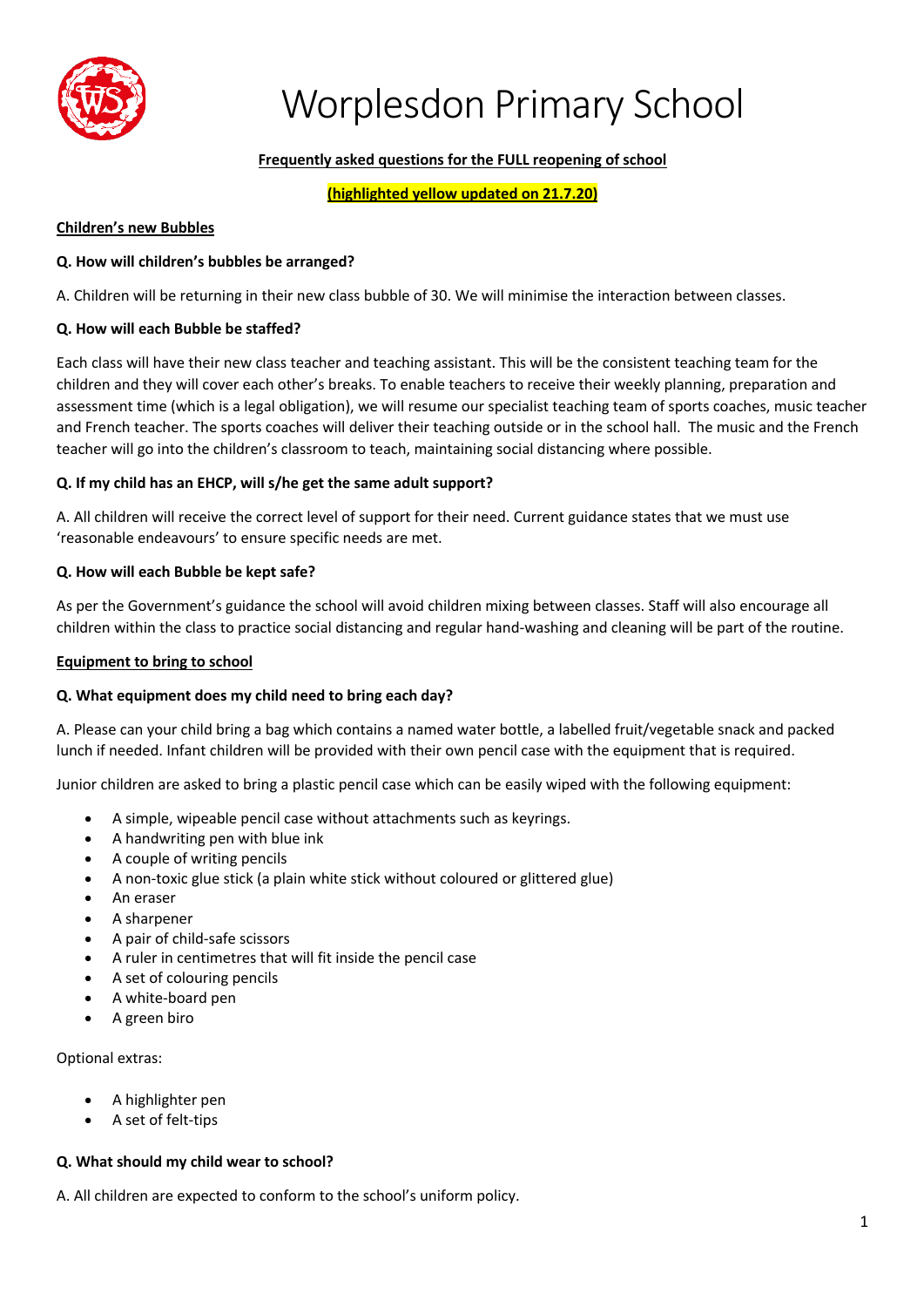# Worplesdon Primary School

**Frequently asked questions for the FULL reopening of school**

**(highlighted yellow updated on 21.7.20)**

## Children's new Bubbles

**Q. How will children's bubbles be arranged?**

A. Children will be returning in their new class bubble of 30. We will minimise the interaction between classes.

**Q. How will each Bubble be staffed?**

Each class will have their new class teacher and teaching assistant. This will be the consistent teaching team for the children and they will cover each other's breaks. To enable teachers to receive their weekly planning, preparation and assessment time (which is a legal obligation), we will resume our specialist teaching team of sports coaches, music teacher and French teacher. The sports coaches will deliver their teaching outside or in the school hall. The music and the French teacher will go into the children's classroom to teach, maintaining social distancing where possible.

**Q. If my child has an EHCP, will s/he get the same adult support?**

A. All children will receive the correct level of support for their need. Current guidance states that we must use 'reasonable endeavours' to ensure specific needs are met.

**Q. How will each Bubble be kept safe?**

As per the Government's guidance the school will avoid children mixing between classes. Staff will also encourage all children within the class to practice social distancing and regular hand-washing and cleaning will be part of the routine.

## Equipment to bring to school

**Q. What equipment does my child need to bring each day?**

A. Please can your child bring a bag which contains a named water bottle, a labelled fruit/vegetable snack and packed lunch if needed. Infant children will be provided with their own pencil case with the equipment that is required.

Junior children are asked to bring a plastic pencil case which can be easily wiped with the following equipment:

- A simple, wipeable pencil case without attachments such as keyrings.
- A handwriting pen with blue ink
- A couple of writing pencils
- A non-toxic glue stick (a plain white stick without coloured or glittered glue)
- An eraser
- A sharpener
- A pair of child-safe scissors
- A ruler in centimetres that will fit inside the pencil case
- A set of colouring pencils
- A white-board pen
- A green biro

Optional extras:

- A highlighter pen
- A set of felt-tips

**Q. What should my child wear to school?**

A. All children are expected to conform to the school's uniform policy.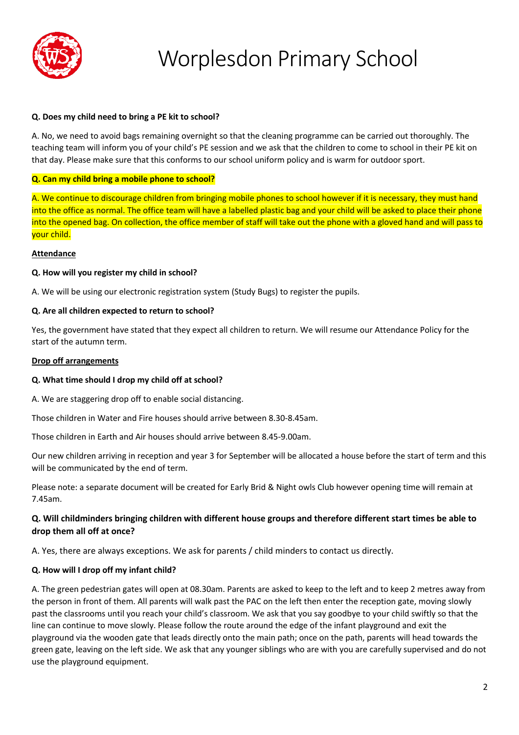# Worplesdon Primary School

**Q. Does my child need to bring a PE kit to school?**

A. No, we need to avoid bags remaining overnight so that the cleaning programme can be carried out thoroughly. The teaching team will inform you of your child's PE session and we ask that the children to come to school in their PE kit on that day. Please make sure that this conforms to our school uniform policy and is warm for outdoor sport.

**Q. Can my child bring a mobile phone to school?**

A. We continue to discourage children from bringing mobile phones to school however if it is necessary, they must hand into the office as normal. The office team will have a labelled plastic bag and your child will be asked to place their phone into the opened bag. On collection, the office member of staff will take out the phone with a gloved hand and will pass to your child.

**Attendance**

**Q. How will you register my child in school?**

A. We will be using our electronic registration system (Study Bugs) to register the pupils.

**Q. Are all children expected to return to school?**

Yes, the government have stated that they expect all children to return. We will resume our Attendance Policy for the start of the autumn term.

**Drop off arrangements**

**Q. What time should I drop my child off at school?**

A. We are staggering drop off to enable social distancing.

Those children in Water and Fire houses should arrive between 8.30-8.45am.

Those children in Earth and Air houses should arrive between 8.45-9.00am.

Our new children arriving in reception and year 3 for September will be allocated a house before the start of term and this will be communicated by the end of term.

Please note: a separate document will be created for Early Brid & Night owls Club however opening time will remain at 7.45am.

**Q. Will childminders bringing children with different house groups and therefore different start times be able to drop them all off at once?**

A. Yes, there are always exceptions. We ask for parents / child minders to contact us directly.

**Q. How will I drop off my infant child?**

A. The green pedestrian gates will open at 08.30am. Parents are asked to keep to the left and to keep 2 metres away from the person in front of them. All parents will walk past the PAC on the left then enter the reception gate, moving slowly past the classrooms until you reach your child's classroom. We ask that you say goodbye to your child swiftly so that the line can continue to move slowly. Please follow the route around the edge of the infant playground and exit the playground via the wooden gate that leads directly onto the main path; once on the path, parents will head towards the green gate, leaving on the left side. We ask that any younger siblings who are with you are carefully supervised and do not use the playground equipment.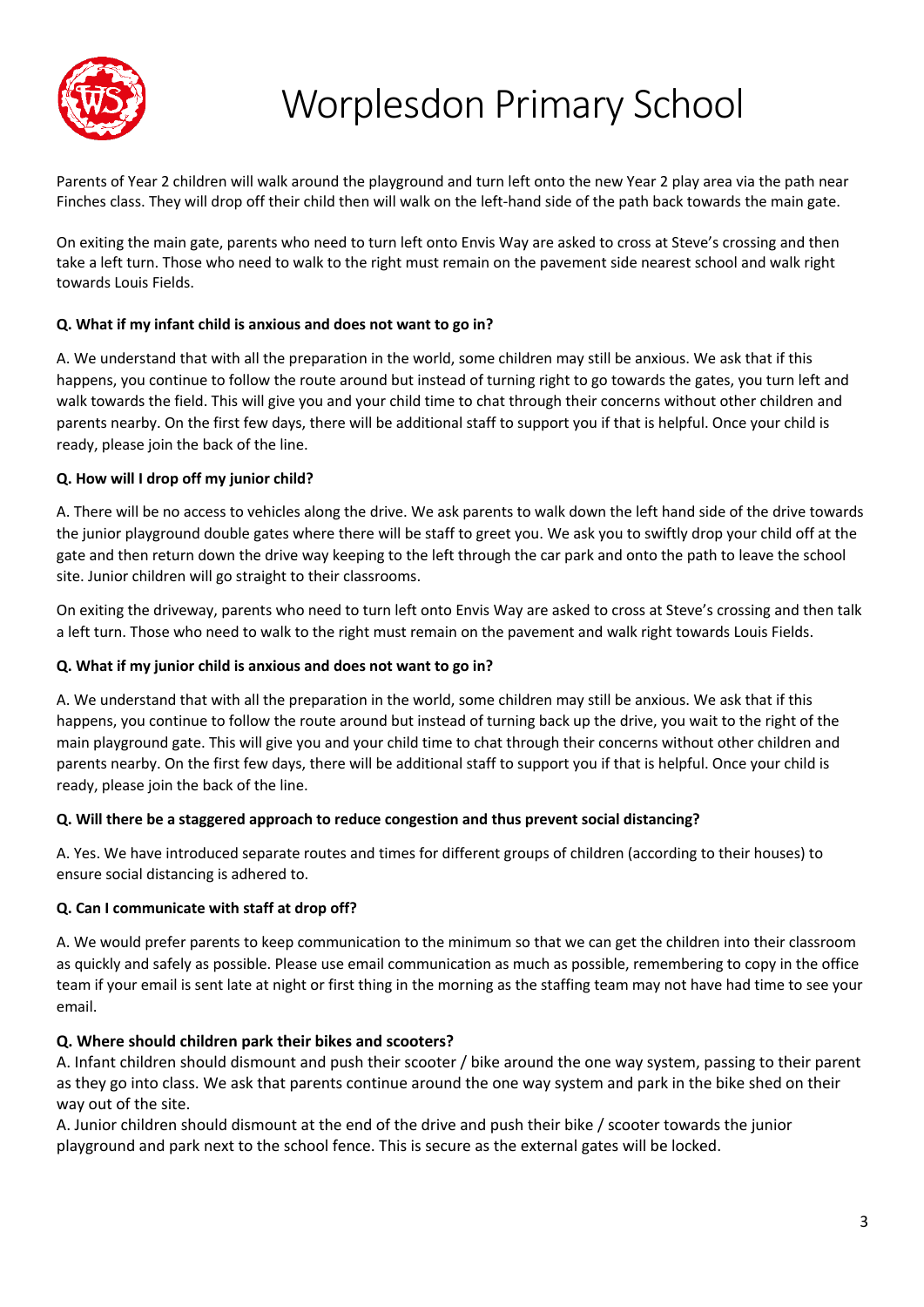# Worplesdon Primary School

Parents of Year 2 children will walk around the playground and turn left onto the new Year 2 play area via the path near Finches class. They will drop off their child then will walk on the left-hand side of the path back towards the main gate.

On exiting the main gate, parents who need to turn left onto Envis Way are asked to cross at Steve's crossing and then take a left turn. Those who need to walk to the right must remain on the pavement side nearest school and walk right towards Louis Fields.

**Q. What if my infant child is anxious and does not want to go in?**

A. We understand that with all the preparation in the world, some children may still be anxious. We ask that if this happens, you continue to follow the route around but instead of turning right to go towards the gates, you turn left and walk towards the field. This will give you and your child time to chat through their concerns without other children and parents nearby. On the first few days, there will be additional staff to support you if that is helpful. Once your child is ready, please join the back of the line.

**Q. How will I drop off my junior child?**

A. There will be no access to vehicles along the drive. We ask parents to walk down the left hand side of the drive towards the junior playground double gates where there will be staff to greet you. We ask you to swiftly drop your child off at the gate and then return down the drive way keeping to the left through the car park and onto the path to leave the school site. Junior children will go straight to their classrooms.

On exiting the driveway, parents who need to turn left onto Envis Way are asked to cross at Steve's crossing and then talk a left turn. Those who need to walk to the right must remain on the pavement and walk right towards Louis Fields.

**Q. What if my junior child is anxious and does not want to go in?**

A. We understand that with all the preparation in the world, some children may still be anxious. We ask that if this happens, you continue to follow the route around but instead of turning back up the drive, you wait to the right of the main playground gate. This will give you and your child time to chat through their concerns without other children and parents nearby. On the first few days, there will be additional staff to support you if that is helpful. Once your child is ready, please join the back of the line.

**Q. Will there be a staggered approach to reduce congestion and thus prevent social distancing?**

A. Yes. We have introduced separate routes and times for different groups of children (according to their houses) to ensure social distancing is adhered to.

**Q. Can I communicate with staff at drop off?**

A. We would prefer parents to keep communication to the minimum so that we can get the children into their classroom as quickly and safely as possible. Please use email communication as much as possible, remembering to copy in the office team if your email is sent late at night or first thing in the morning as the staffing team may not have had time to see your email.

**Q. Where should children park their bikes and scooters?**

A. Infant children should dismount and push their scooter / bike around the one way system, passing to their parent as they go into class. We ask that parents continue around the one way system and park in the bike shed on their way out of the site.

A. Junior children should dismount at the end of the drive and push their bike / scooter towards the junior playground and park next to the school fence. This is secure as the external gates will be locked.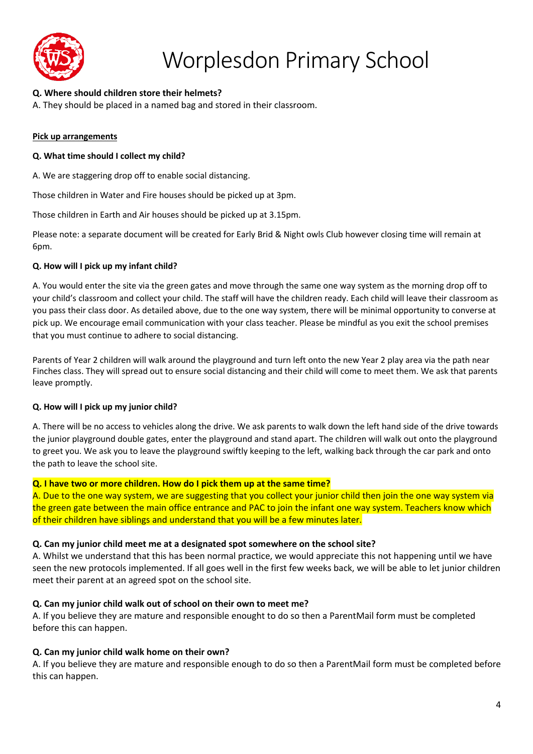**Q. Where should children store their helmets?**
A. They should be placed in a named bag and stored in their classroom.

**Pick up arrangements**

**Q. What time should I collect my child?**

A. We are staggering drop off to enable social distancing.

Those children in Water and Fire houses should be picked up at 3pm.

Those children in Earth and Air houses should be picked up at 3.15pm.

Please note: a separate document will be created for Early Brid & Night owls Club however closing time will remain at 6pm.

**Q. How will I pick up my infant child?**

A. You would enter the site via the green gates and move through the same one way system as the morning drop off to your child's classroom and collect your child. The staff will have the children ready. Each child will leave their classroom as you pass their class door. As detailed above, due to the one way system, there will be minimal opportunity to converse at pick up. We encourage email communication with your class teacher. Please be mindful as you exit the school premises that you must continue to adhere to social distancing.

Parents of Year 2 children will walk around the playground and turn left onto the new Year 2 play area via the path near Finches class. They will spread out to ensure social distancing and their child will come to meet them. We ask that parents leave promptly.

**Q. How will I pick up my junior child?**

A. There will be no access to vehicles along the drive. We ask parents to walk down the left hand side of the drive towards the junior playground double gates, enter the playground and stand apart. The children will walk out onto the playground to greet you. We ask you to leave the playground swiftly keeping to the left, walking back through the car park and onto the path to leave the school site.

**Q. I have two or more children. How do I pick them up at the same time?**
A. Due to the one way system, we are suggesting that you collect your junior child then join the one way system via the green gate between the main office entrance and PAC to join the infant one way system. Teachers know which of their children have siblings and understand that you will be a few minutes later.

**Q. Can my junior child meet me at a designated spot somewhere on the school site?**
A. Whilst we understand that this has been normal practice, we would appreciate this not happening until we have seen the new protocols implemented. If all goes well in the first few weeks back, we will be able to let junior children meet their parent at an agreed spot on the school site.

**Q. Can my junior child walk out of school on their own to meet me?**
A. If you believe they are mature and responsible enought to do so then a ParentMail form must be completed before this can happen.

**Q. Can my junior child walk home on their own?**
A. If you believe they are mature and responsible enough to do so then a ParentMail form must be completed before this can happen.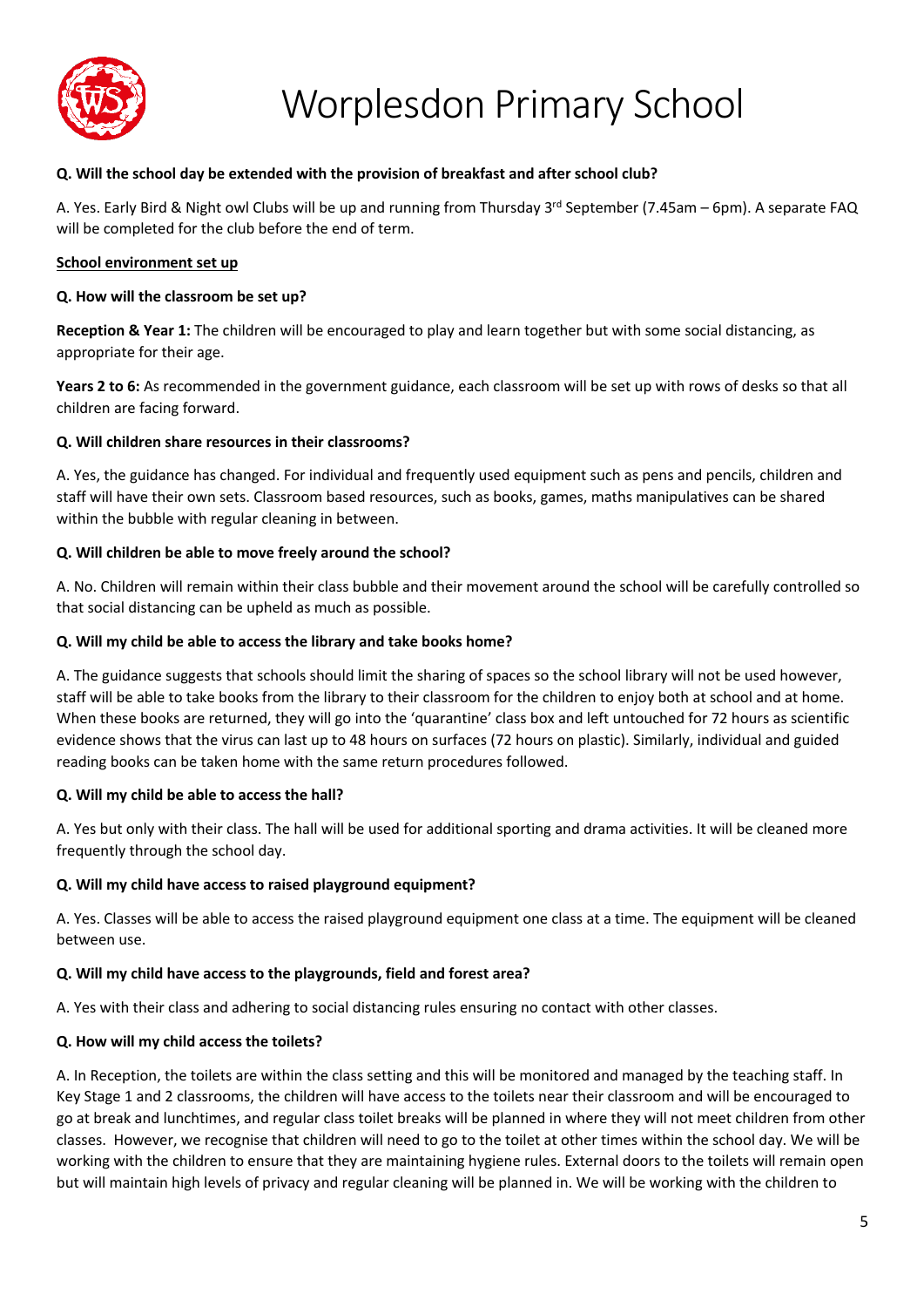# Worplesdon Primary School

**Q. Will the school day be extended with the provision of breakfast and after school club?**

A. Yes. Early Bird & Night owl Clubs will be up and running from Thursday 3rd September (7.45am – 6pm). A separate FAQ will be completed for the club before the end of term.

**School environment set up**

**Q. How will the classroom be set up?**

**Reception & Year 1:** The children will be encouraged to play and learn together but with some social distancing, as appropriate for their age.

**Years 2 to 6:** As recommended in the government guidance, each classroom will be set up with rows of desks so that all children are facing forward.

**Q. Will children share resources in their classrooms?**

A. Yes, the guidance has changed. For individual and frequently used equipment such as pens and pencils, children and staff will have their own sets. Classroom based resources, such as books, games, maths manipulatives can be shared within the bubble with regular cleaning in between.

**Q. Will children be able to move freely around the school?**

A. No. Children will remain within their class bubble and their movement around the school will be carefully controlled so that social distancing can be upheld as much as possible.

**Q. Will my child be able to access the library and take books home?**

A. The guidance suggests that schools should limit the sharing of spaces so the school library will not be used however, staff will be able to take books from the library to their classroom for the children to enjoy both at school and at home. When these books are returned, they will go into the 'quarantine' class box and left untouched for 72 hours as scientific evidence shows that the virus can last up to 48 hours on surfaces (72 hours on plastic). Similarly, individual and guided reading books can be taken home with the same return procedures followed.

**Q. Will my child be able to access the hall?**

A. Yes but only with their class. The hall will be used for additional sporting and drama activities. It will be cleaned more frequently through the school day.

**Q. Will my child have access to raised playground equipment?**

A. Yes. Classes will be able to access the raised playground equipment one class at a time. The equipment will be cleaned between use.

**Q. Will my child have access to the playgrounds, field and forest area?**

A. Yes with their class and adhering to social distancing rules ensuring no contact with other classes.

**Q. How will my child access the toilets?**

A. In Reception, the toilets are within the class setting and this will be monitored and managed by the teaching staff. In Key Stage 1 and 2 classrooms, the children will have access to the toilets near their classroom and will be encouraged to go at break and lunchtimes, and regular class toilet breaks will be planned in where they will not meet children from other classes. However, we recognise that children will need to go to the toilet at other times within the school day. We will be working with the children to ensure that they are maintaining hygiene rules. External doors to the toilets will remain open but will maintain high levels of privacy and regular cleaning will be planned in. We will be working with the children to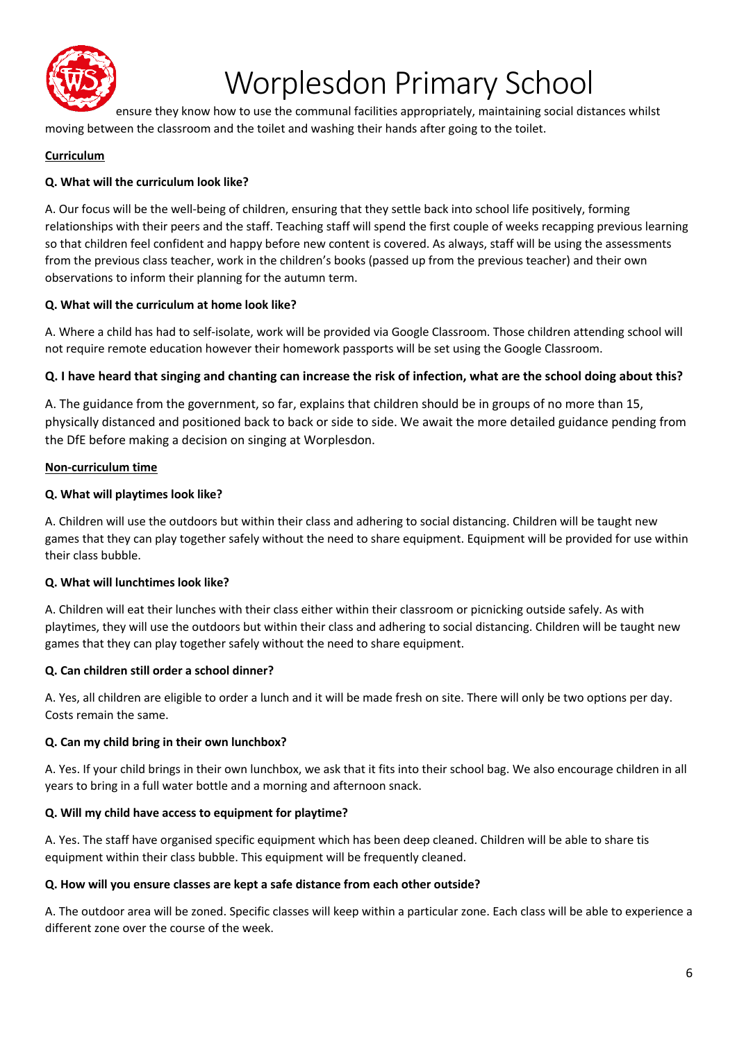ensure they know how to use the communal facilities appropriately, maintaining social distances whilst moving between the classroom and the toilet and washing their hands after going to the toilet.

**Curriculum**

**Q. What will the curriculum look like?**

A. Our focus will be the well-being of children, ensuring that they settle back into school life positively, forming relationships with their peers and the staff. Teaching staff will spend the first couple of weeks recapping previous learning so that children feel confident and happy before new content is covered. As always, staff will be using the assessments from the previous class teacher, work in the children's books (passed up from the previous teacher) and their own observations to inform their planning for the autumn term.

**Q. What will the curriculum at home look like?**

A. Where a child has had to self-isolate, work will be provided via Google Classroom. Those children attending school will not require remote education however their homework passports will be set using the Google Classroom.

**Q. I have heard that singing and chanting can increase the risk of infection, what are the school doing about this?**

A. The guidance from the government, so far, explains that children should be in groups of no more than 15, physically distanced and positioned back to back or side to side. We await the more detailed guidance pending from the DfE before making a decision on singing at Worplesdon.

**Non-curriculum time**

**Q. What will playtimes look like?**

A. Children will use the outdoors but within their class and adhering to social distancing. Children will be taught new games that they can play together safely without the need to share equipment. Equipment will be provided for use within their class bubble.

**Q. What will lunchtimes look like?**

A. Children will eat their lunches with their class either within their classroom or picnicking outside safely. As with playtimes, they will use the outdoors but within their class and adhering to social distancing. Children will be taught new games that they can play together safely without the need to share equipment.

**Q. Can children still order a school dinner?**

A. Yes, all children are eligible to order a lunch and it will be made fresh on site. There will only be two options per day. Costs remain the same.

**Q. Can my child bring in their own lunchbox?**

A. Yes. If your child brings in their own lunchbox, we ask that it fits into their school bag. We also encourage children in all years to bring in a full water bottle and a morning and afternoon snack.

**Q. Will my child have access to equipment for playtime?**

A. Yes. The staff have organised specific equipment which has been deep cleaned. Children will be able to share tis equipment within their class bubble. This equipment will be frequently cleaned.

**Q. How will you ensure classes are kept a safe distance from each other outside?**

A. The outdoor area will be zoned. Specific classes will keep within a particular zone. Each class will be able to experience a different zone over the course of the week.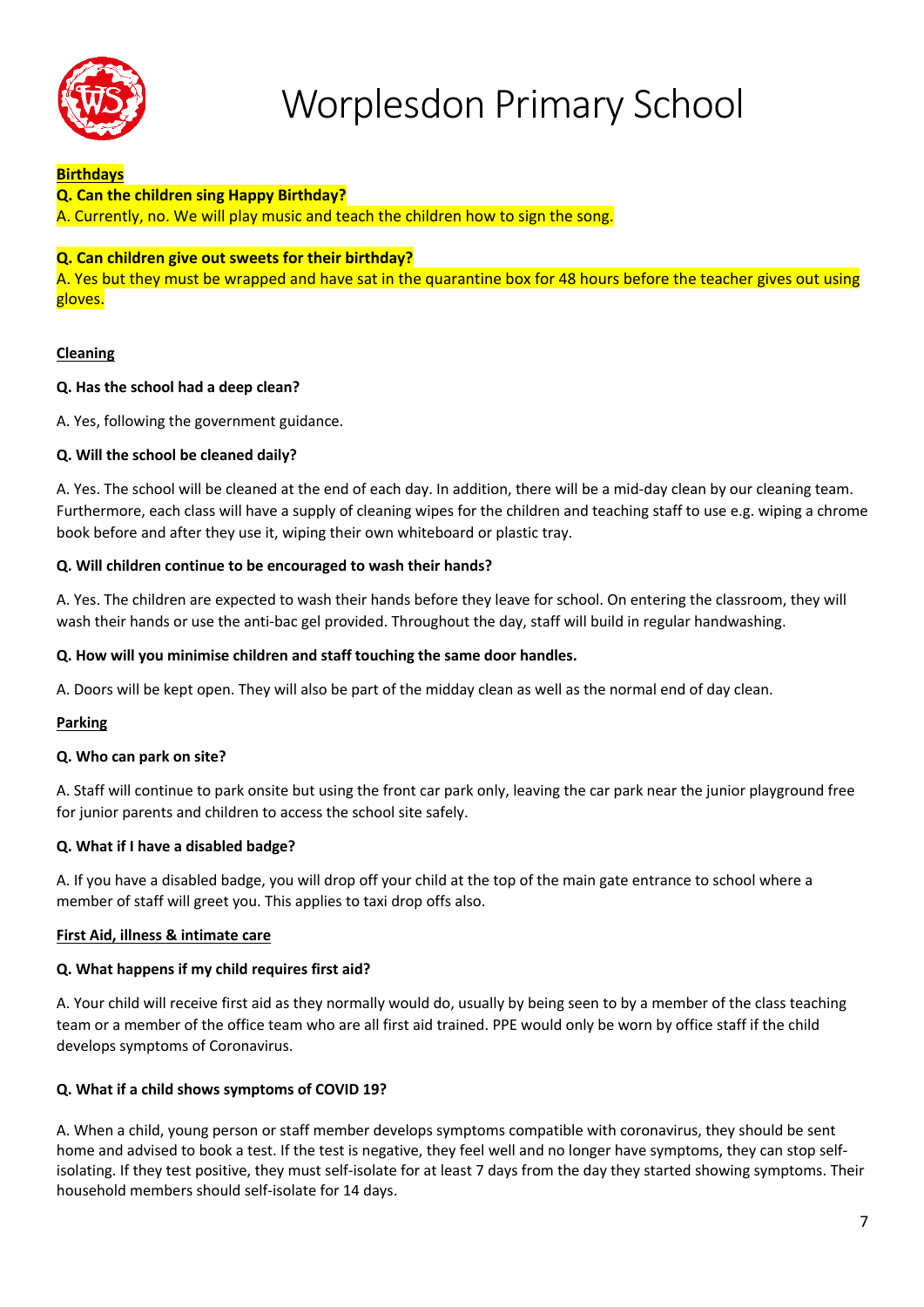# Worplesdon Primary School

**Birthdays**

**Q. Can the children sing Happy Birthday?**

A. Currently, no. We will play music and teach the children how to sign the song.

**Q. Can children give out sweets for their birthday?**

A. Yes but they must be wrapped and have sat in the quarantine box for 48 hours before the teacher gives out using gloves.

**Cleaning**

**Q. Has the school had a deep clean?**

A. Yes, following the government guidance.

**Q. Will the school be cleaned daily?**

A. Yes. The school will be cleaned at the end of each day. In addition, there will be a mid-day clean by our cleaning team. Furthermore, each class will have a supply of cleaning wipes for the children and teaching staff to use e.g. wiping a chrome book before and after they use it, wiping their own whiteboard or plastic tray.

**Q. Will children continue to be encouraged to wash their hands?**

A. Yes. The children are expected to wash their hands before they leave for school. On entering the classroom, they will wash their hands or use the anti-bac gel provided. Throughout the day, staff will build in regular handwashing.

**Q. How will you minimise children and staff touching the same door handles.**

A. Doors will be kept open. They will also be part of the midday clean as well as the normal end of day clean.

**Parking**

**Q. Who can park on site?**

A. Staff will continue to park onsite but using the front car park only, leaving the car park near the junior playground free for junior parents and children to access the school site safely.

**Q. What if I have a disabled badge?**

A. If you have a disabled badge, you will drop off your child at the top of the main gate entrance to school where a member of staff will greet you. This applies to taxi drop offs also.

**First Aid, illness & intimate care**

**Q. What happens if my child requires first aid?**

A. Your child will receive first aid as they normally would do, usually by being seen to by a member of the class teaching team or a member of the office team who are all first aid trained. PPE would only be worn by office staff if the child develops symptoms of Coronavirus.

**Q. What if a child shows symptoms of COVID 19?**

A. When a child, young person or staff member develops symptoms compatible with coronavirus, they should be sent home and advised to book a test. If the test is negative, they feel well and no longer have symptoms, they can stop self-isolating. If they test positive, they must self-isolate for at least 7 days from the day they started showing symptoms. Their household members should self-isolate for 14 days.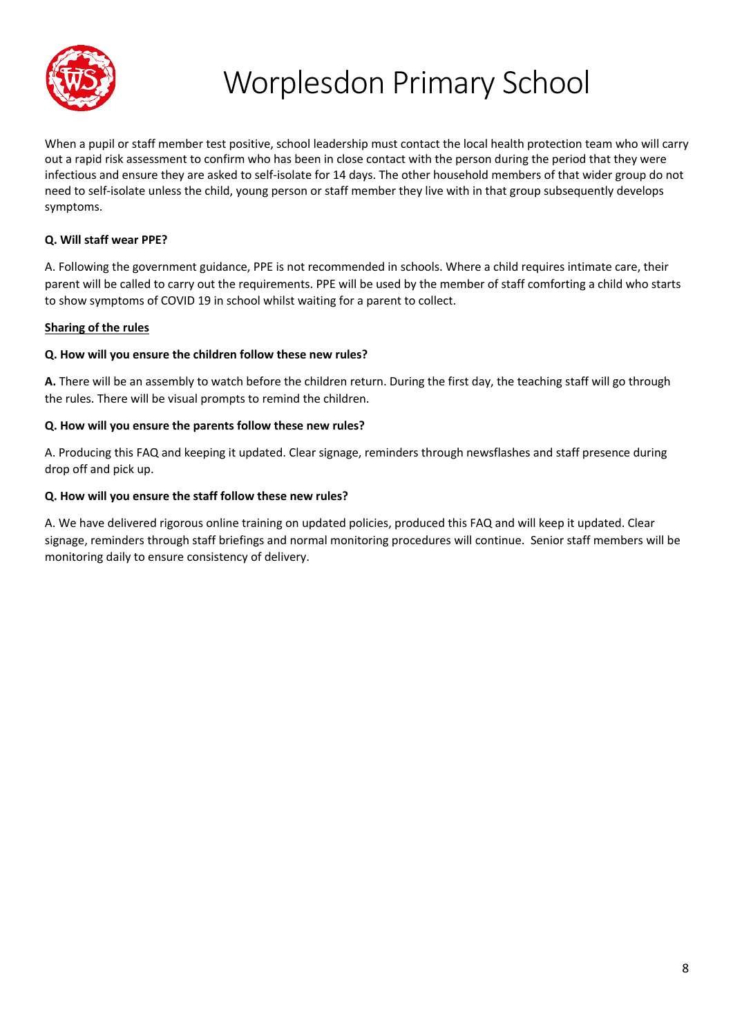When a pupil or staff member test positive, school leadership must contact the local health protection team who will carry out a rapid risk assessment to confirm who has been in close contact with the person during the period that they were infectious and ensure they are asked to self-isolate for 14 days. The other household members of that wider group do not need to self-isolate unless the child, young person or staff member they live with in that group subsequently develops symptoms.

**Q. Will staff wear PPE?**

A. Following the government guidance, PPE is not recommended in schools. Where a child requires intimate care, their parent will be called to carry out the requirements. PPE will be used by the member of staff comforting a child who starts to show symptoms of COVID 19 in school whilst waiting for a parent to collect.

**<u>Sharing of the rules</u>**

**Q. How will you ensure the children follow these new rules?**

**A.** There will be an assembly to watch before the children return. During the first day, the teaching staff will go through the rules. There will be visual prompts to remind the children.

**Q. How will you ensure the parents follow these new rules?**

A. Producing this FAQ and keeping it updated. Clear signage, reminders through newsflashes and staff presence during drop off and pick up.

**Q. How will you ensure the staff follow these new rules?**

A. We have delivered rigorous online training on updated policies, produced this FAQ and will keep it updated. Clear signage, reminders through staff briefings and normal monitoring procedures will continue. Senior staff members will be monitoring daily to ensure consistency of delivery.